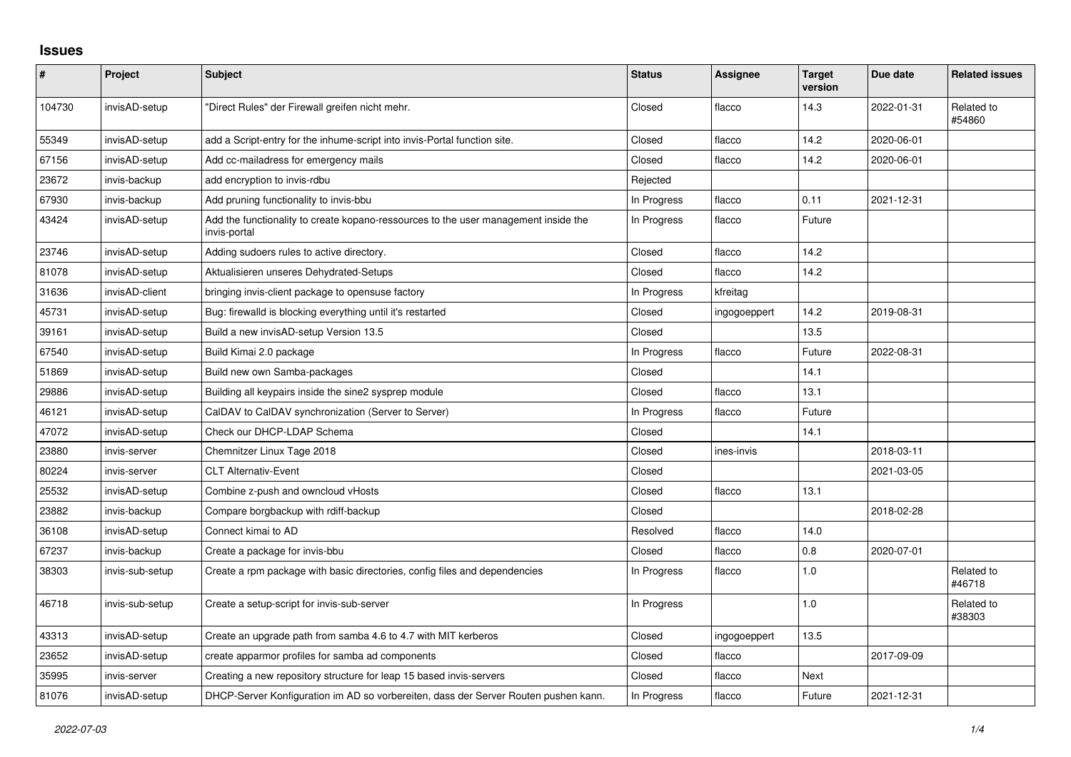## Issues

| # | Project | Subject | Status | Assignee | Target version | Due date | Related issues |
|---|---|---|---|---|---|---|---|
| 104730 | invisAD-setup | "Direct Rules" der Firewall greifen nicht mehr. | Closed | flacco | 14.3 | 2022-01-31 | Related to #54860 |
| 55349 | invisAD-setup | add a Script-entry for the inhume-script into invis-Portal function site. | Closed | flacco | 14.2 | 2020-06-01 | |
| 67156 | invisAD-setup | Add cc-mailadress for emergency mails | Closed | flacco | 14.2 | 2020-06-01 | |
| 23672 | invis-backup | add encryption to invis-rdbu | Rejected | | | | |
| 67930 | invis-backup | Add pruning functionality to invis-bbu | In Progress | flacco | 0.11 | 2021-12-31 | |
| 43424 | invisAD-setup | Add the functionality to create kopano-ressources to the user management inside the invis-portal | In Progress | flacco | Future | | |
| 23746 | invisAD-setup | Adding sudoers rules to active directory. | Closed | flacco | 14.2 | | |
| 81078 | invisAD-setup | Aktualisieren unseres Dehydrated-Setups | Closed | flacco | 14.2 | | |
| 31636 | invisAD-client | bringing invis-client package to opensuse factory | In Progress | kfreitag | | | |
| 45731 | invisAD-setup | Bug: firewalld is blocking everything until it's restarted | Closed | ingogoeppert | 14.2 | 2019-08-31 | |
| 39161 | invisAD-setup | Build a new invisAD-setup Version 13.5 | Closed | | 13.5 | | |
| 67540 | invisAD-setup | Build Kimai 2.0 package | In Progress | flacco | Future | 2022-08-31 | |
| 51869 | invisAD-setup | Build new own Samba-packages | Closed | | 14.1 | | |
| 29886 | invisAD-setup | Building all keypairs inside the sine2 sysprep module | Closed | flacco | 13.1 | | |
| 46121 | invisAD-setup | CalDAV to CalDAV synchronization (Server to Server) | In Progress | flacco | Future | | |
| 47072 | invisAD-setup | Check our DHCP-LDAP Schema | Closed | | 14.1 | | |
| 23880 | invis-server | Chemnitzer Linux Tage 2018 | Closed | ines-invis | | 2018-03-11 | |
| 80224 | invis-server | CLT Alternativ-Event | Closed | | | 2021-03-05 | |
| 25532 | invisAD-setup | Combine z-push and owncloud vHosts | Closed | flacco | 13.1 | | |
| 23882 | invis-backup | Compare borgbackup with rdiff-backup | Closed | | | 2018-02-28 | |
| 36108 | invisAD-setup | Connect kimai to AD | Resolved | flacco | 14.0 | | |
| 67237 | invis-backup | Create a package for invis-bbu | Closed | flacco | 0.8 | 2020-07-01 | |
| 38303 | invis-sub-setup | Create a rpm package with basic directories, config files and dependencies | In Progress | flacco | 1.0 | | Related to #46718 |
| 46718 | invis-sub-setup | Create a setup-script for invis-sub-server | In Progress | | 1.0 | | Related to #38303 |
| 43313 | invisAD-setup | Create an upgrade path from samba 4.6 to 4.7 with MIT kerberos | Closed | ingogoeppert | 13.5 | | |
| 23652 | invisAD-setup | create apparmor profiles for samba ad components | Closed | flacco | | 2017-09-09 | |
| 35995 | invis-server | Creating a new repository structure for leap 15 based invis-servers | Closed | flacco | Next | | |
| 81076 | invisAD-setup | DHCP-Server Konfiguration im AD so vorbereiten, dass der Server Routen pushen kann. | In Progress | flacco | Future | 2021-12-31 | |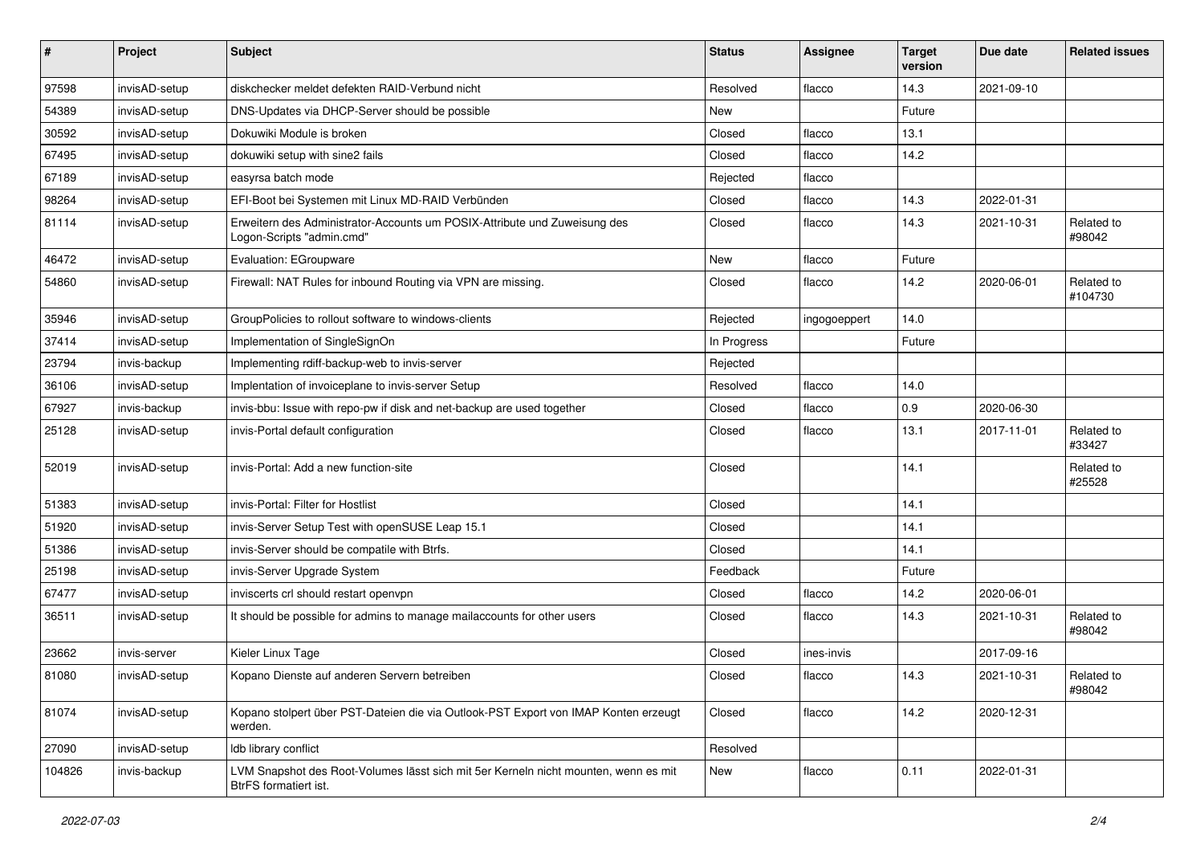| # | Project | Subject | Status | Assignee | Target version | Due date | Related issues |
|---|---|---|---|---|---|---|---|
| 97598 | invisAD-setup | diskchecker meldet defekten RAID-Verbund nicht | Resolved | flacco | 14.3 | 2021-09-10 | |
| 54389 | invisAD-setup | DNS-Updates via DHCP-Server should be possible | New | | Future | | |
| 30592 | invisAD-setup | Dokuwiki Module is broken | Closed | flacco | 13.1 | | |
| 67495 | invisAD-setup | dokuwiki setup with sine2 fails | Closed | flacco | 14.2 | | |
| 67189 | invisAD-setup | easyrsa batch mode | Rejected | flacco | | | |
| 98264 | invisAD-setup | EFI-Boot bei Systemen mit Linux MD-RAID Verbünden | Closed | flacco | 14.3 | 2022-01-31 | |
| 81114 | invisAD-setup | Erweitern des Administrator-Accounts um POSIX-Attribute und Zuweisung des Logon-Scripts "admin.cmd" | Closed | flacco | 14.3 | 2021-10-31 | Related to #98042 |
| 46472 | invisAD-setup | Evaluation: EGroupware | New | flacco | Future | | |
| 54860 | invisAD-setup | Firewall: NAT Rules for inbound Routing via VPN are missing. | Closed | flacco | 14.2 | 2020-06-01 | Related to #104730 |
| 35946 | invisAD-setup | GroupPolicies to rollout software to windows-clients | Rejected | ingogoeppert | 14.0 | | |
| 37414 | invisAD-setup | Implementation of SingleSignOn | In Progress | | Future | | |
| 23794 | invis-backup | Implementing rdiff-backup-web to invis-server | Rejected | | | | |
| 36106 | invisAD-setup | Implentation of invoiceplane to invis-server Setup | Resolved | flacco | 14.0 | | |
| 67927 | invis-backup | invis-bbu: Issue with repo-pw if disk and net-backup are used together | Closed | flacco | 0.9 | 2020-06-30 | |
| 25128 | invisAD-setup | invis-Portal default configuration | Closed | flacco | 13.1 | 2017-11-01 | Related to #33427 |
| 52019 | invisAD-setup | invis-Portal: Add a new function-site | Closed | | 14.1 | | Related to #25528 |
| 51383 | invisAD-setup | invis-Portal: Filter for Hostlist | Closed | | 14.1 | | |
| 51920 | invisAD-setup | invis-Server Setup Test with openSUSE Leap 15.1 | Closed | | 14.1 | | |
| 51386 | invisAD-setup | invis-Server should be compatile with Btrfs. | Closed | | 14.1 | | |
| 25198 | invisAD-setup | invis-Server Upgrade System | Feedback | | Future | | |
| 67477 | invisAD-setup | inviscerts crl should restart openvpn | Closed | flacco | 14.2 | 2020-06-01 | |
| 36511 | invisAD-setup | It should be possible for admins to manage mailaccounts for other users | Closed | flacco | 14.3 | 2021-10-31 | Related to #98042 |
| 23662 | invis-server | Kieler Linux Tage | Closed | ines-invis | | 2017-09-16 | |
| 81080 | invisAD-setup | Kopano Dienste auf anderen Servern betreiben | Closed | flacco | 14.3 | 2021-10-31 | Related to #98042 |
| 81074 | invisAD-setup | Kopano stolpert über PST-Dateien die via Outlook-PST Export von IMAP Konten erzeugt werden. | Closed | flacco | 14.2 | 2020-12-31 | |
| 27090 | invisAD-setup | ldb library conflict | Resolved | | | | |
| 104826 | invis-backup | LVM Snapshot des Root-Volumes lässt sich mit 5er Kerneln nicht mounten, wenn es mit BtrFS formatiert ist. | New | flacco | 0.11 | 2022-01-31 | |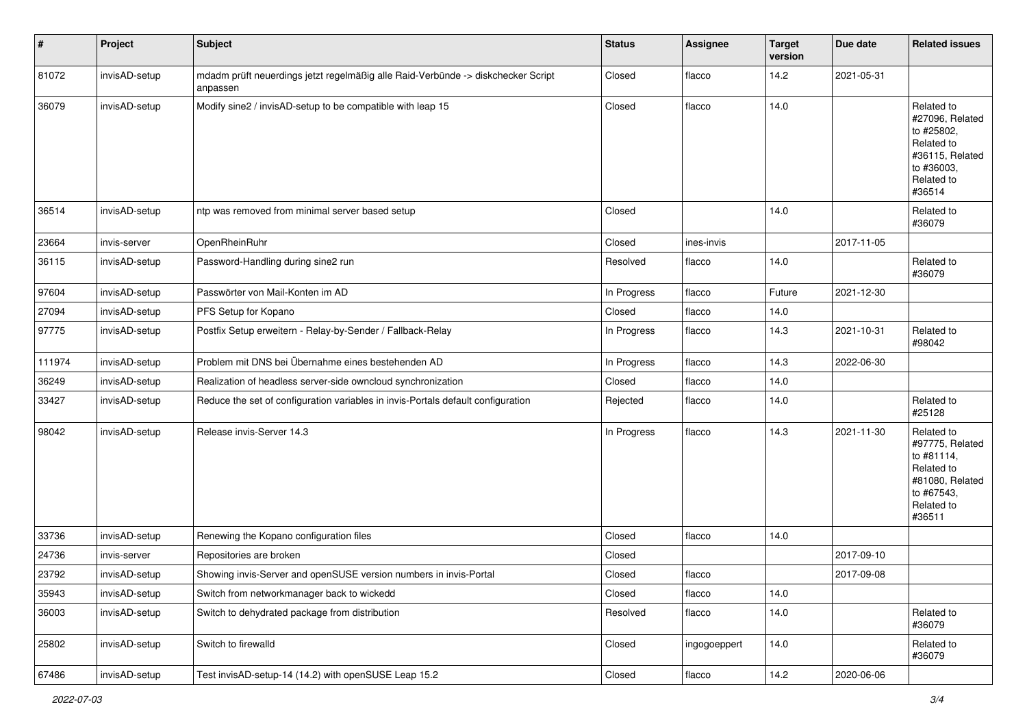| # | Project | Subject | Status | Assignee | Target version | Due date | Related issues |
|---|---|---|---|---|---|---|---|
| 81072 | invisAD-setup | mdadm prüft neuerdings jetzt regelmäßig alle Raid-Verbünde -> diskchecker Script anpassen | Closed | flacco | 14.2 | 2021-05-31 | |
| 36079 | invisAD-setup | Modify sine2 / invisAD-setup to be compatible with leap 15 | Closed | flacco | 14.0 | | Related to #27096, Related to #25802, Related to #36115, Related to #36003, Related to #36514 |
| 36514 | invisAD-setup | ntp was removed from minimal server based setup | Closed | | 14.0 | | Related to #36079 |
| 23664 | invis-server | OpenRheinRuhr | Closed | ines-invis | | 2017-11-05 | |
| 36115 | invisAD-setup | Password-Handling during sine2 run | Resolved | flacco | 14.0 | | Related to #36079 |
| 97604 | invisAD-setup | Passwörter von Mail-Konten im AD | In Progress | flacco | Future | 2021-12-30 | |
| 27094 | invisAD-setup | PFS Setup for Kopano | Closed | flacco | 14.0 | | |
| 97775 | invisAD-setup | Postfix Setup erweitern - Relay-by-Sender / Fallback-Relay | In Progress | flacco | 14.3 | 2021-10-31 | Related to #98042 |
| 111974 | invisAD-setup | Problem mit DNS bei Übernahme eines bestehenden AD | In Progress | flacco | 14.3 | 2022-06-30 | |
| 36249 | invisAD-setup | Realization of headless server-side owncloud synchronization | Closed | flacco | 14.0 | | |
| 33427 | invisAD-setup | Reduce the set of configuration variables in invis-Portals default configuration | Rejected | flacco | 14.0 | | Related to #25128 |
| 98042 | invisAD-setup | Release invis-Server 14.3 | In Progress | flacco | 14.3 | 2021-11-30 | Related to #97775, Related to #81114, Related to #81080, Related to #67543, Related to #36511 |
| 33736 | invisAD-setup | Renewing the Kopano configuration files | Closed | flacco | 14.0 | | |
| 24736 | invis-server | Repositories are broken | Closed | | | 2017-09-10 | |
| 23792 | invisAD-setup | Showing invis-Server and openSUSE version numbers in invis-Portal | Closed | flacco | | 2017-09-08 | |
| 35943 | invisAD-setup | Switch from networkmanager back to wickedd | Closed | flacco | 14.0 | | |
| 36003 | invisAD-setup | Switch to dehydrated package from distribution | Resolved | flacco | 14.0 | | Related to #36079 |
| 25802 | invisAD-setup | Switch to firewalld | Closed | ingogoeppert | 14.0 | | Related to #36079 |
| 67486 | invisAD-setup | Test invisAD-setup-14 (14.2) with openSUSE Leap 15.2 | Closed | flacco | 14.2 | 2020-06-06 | |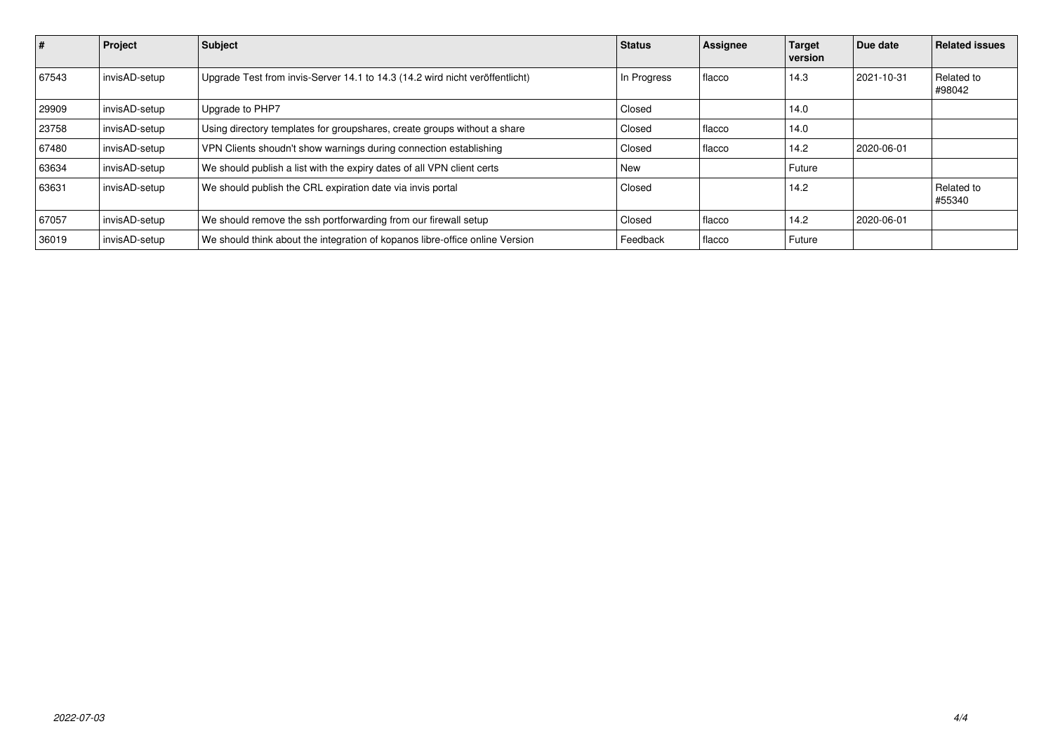| # | Project | Subject | Status | Assignee | Target version | Due date | Related issues |
|---|---|---|---|---|---|---|---|
| 67543 | invisAD-setup | Upgrade Test from invis-Server 14.1 to 14.3 (14.2 wird nicht veröffentlicht) | In Progress | flacco | 14.3 | 2021-10-31 | Related to #98042 |
| 29909 | invisAD-setup | Upgrade to PHP7 | Closed | | 14.0 | | |
| 23758 | invisAD-setup | Using directory templates for groupshares, create groups without a share | Closed | flacco | 14.0 | | |
| 67480 | invisAD-setup | VPN Clients shoudn't show warnings during connection establishing | Closed | flacco | 14.2 | 2020-06-01 | |
| 63634 | invisAD-setup | We should publish a list with the expiry dates of all VPN client certs | New | | Future | | |
| 63631 | invisAD-setup | We should publish the CRL expiration date via invis portal | Closed | | 14.2 | | Related to #55340 |
| 67057 | invisAD-setup | We should remove the ssh portforwarding from our firewall setup | Closed | flacco | 14.2 | 2020-06-01 | |
| 36019 | invisAD-setup | We should think about the integration of kopanos libre-office online Version | Feedback | flacco | Future | | |

*2022-07-03*